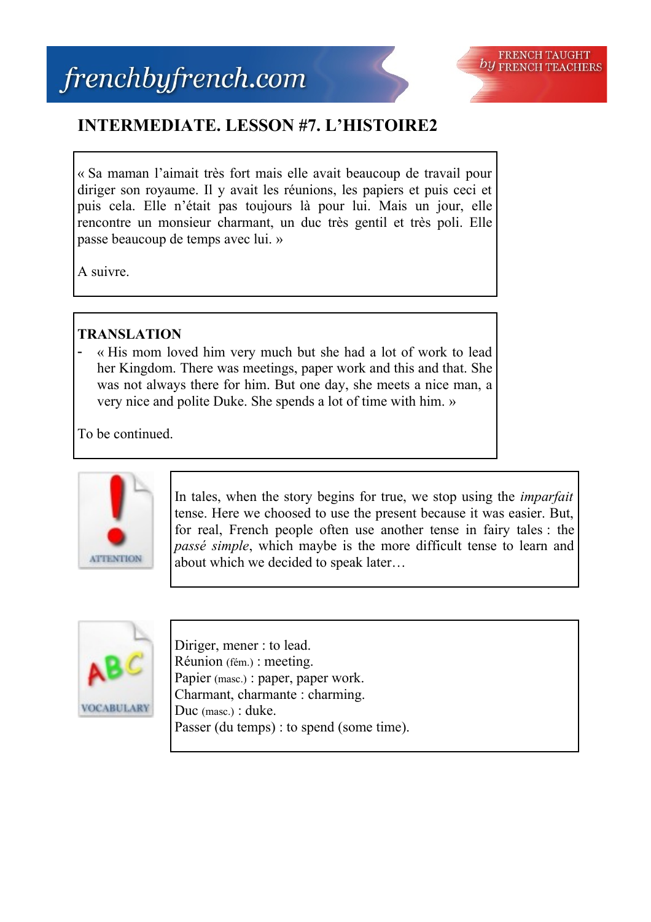# INTERMEDIATE. LESSON #7. L'HISTOIRE2

« Sa maman l'aimait très fort mais elle avait beaucoup de travail pour diriger son royaume. Il y avait les réunions, les papiers et puis ceci et puis cela. Elle n'était pas toujours là pour lui. Mais un jour, elle rencontre un monsieur charmant, un duc très gentil et très poli. Elle passe beaucoup de temps avec lui. »

A suivre.

**TRANSLATION**

- « His mom loved him very much but she had a lot of work to lead her Kingdom. There was meetings, paper work and this and that. She was not always there for him. But one day, she meets a nice man, a very nice and polite Duke. She spends a lot of time with him. »

To be continued.

ATTENTION

In tales, when the story begins for true, we stop using the *imparfait* tense. Here we choosed to use the present because it was easier. But, for real, French people often use another tense in fairy tales : the *passé simple*, which maybe is the more difficult tense to learn and about which we decided to speak later…

VOCABULARY

Diriger, mener : to lead.
Réunion (fém.) : meeting.
Papier (masc.) : paper, paper work.
Charmant, charmante : charming.
Duc (masc.) : duke.
Passer (du temps) : to spend (some time).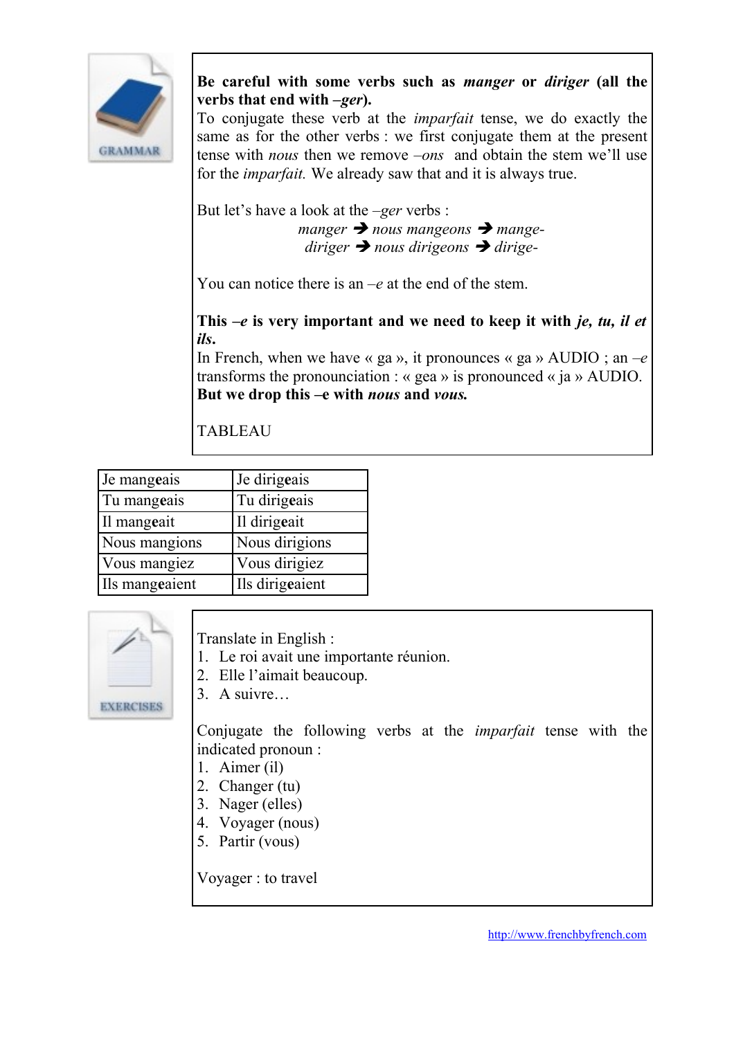**Be careful with some verbs such as *manger* or *diriger* (all the verbs that end with *–ger*).**
To conjugate these verb at the *imparfait* tense, we do exactly the same as for the other verbs : we first conjugate them at the present tense with *nous* then we remove *–ons* and obtain the stem we'll use for the *imparfait.* We already saw that and it is always true.

But let's have a look at the *–ger* verbs :

*manger* ➔ *nous mangeons* ➔ *mange-*
*diriger* ➔ *nous dirigeons* ➔ *dirige-*

You can notice there is an *–e* at the end of the stem.

**This *–e* is very important and we need to keep it with *je, tu, il et ils*.**
In French, when we have « ga », it pronounces « ga » AUDIO ; an *–e* transforms the pronounciation : « gea » is pronounced « ja » AUDIO.
**But we drop this –e with *nous* and *vous.***

TABLEAU

| | |
|---|---|
| Je mang**e**ais | Je dirig**e**ais |
| Tu mang**e**ais | Tu dirig**e**ais |
| Il mang**e**ait | Il dirig**e**ait |
| Nous mangions | Nous dirigions |
| Vous mangiez | Vous dirigiez |
| Ils mang**e**aient | Ils dirig**e**aient |

Translate in English :
1. Le roi avait une importante réunion.
2. Elle l'aimait beaucoup.
3. A suivre…

Conjugate the following verbs at the *imparfait* tense with the indicated pronoun :
1. Aimer (il)
2. Changer (tu)
3. Nager (elles)
4. Voyager (nous)
5. Partir (vous)

Voyager : to travel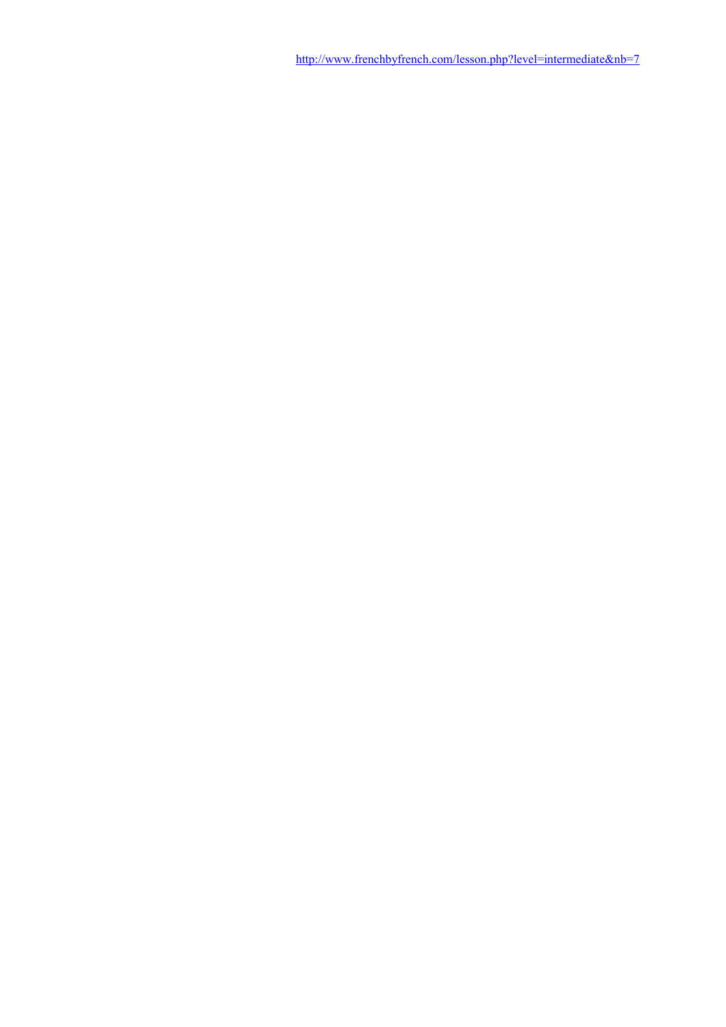http://www.frenchbyfrench.com/lesson.php?level=intermediate&nb=7